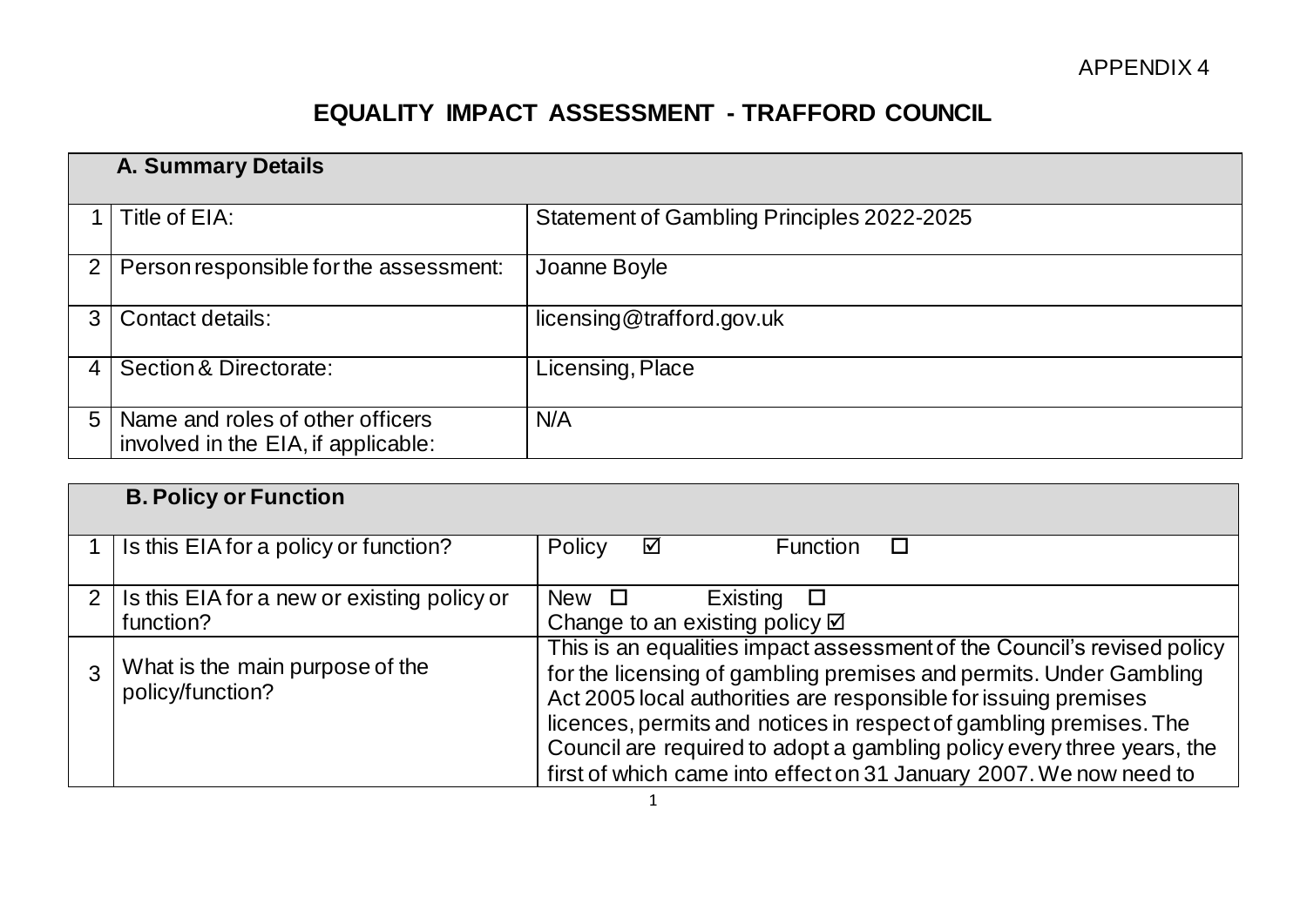APPENDIX 4

# EQUALITY IMPACT ASSESSMENT - TRAFFORD COUNCIL

| **A. Summary Details** | | |
|---|---|---|
| 1 | Title of EIA: | Statement of Gambling Principles 2022-2025 |
| 2 | Person responsible for the assessment: | Joanne Boyle |
| 3 | Contact details: | licensing@trafford.gov.uk |
| 4 | Section & Directorate: | Licensing, Place |
| 5 | Name and roles of other officers involved in the EIA, if applicable: | N/A |

| **B. Policy or Function** | | |
|---|---|---|
| 1 | Is this EIA for a policy or function? | Policy ☑ Function ☐ |
| 2 | Is this EIA for a new or existing policy or function? | New ☐ Existing ☐<br>Change to an existing policy ☑ |
| 3 | What is the main purpose of the policy/function? | This is an equalities impact assessment of the Council's revised policy for the licensing of gambling premises and permits. Under Gambling Act 2005 local authorities are responsible for issuing premises licences, permits and notices in respect of gambling premises. The Council are required to adopt a gambling policy every three years, the first of which came into effect on 31 January 2007. We now need to |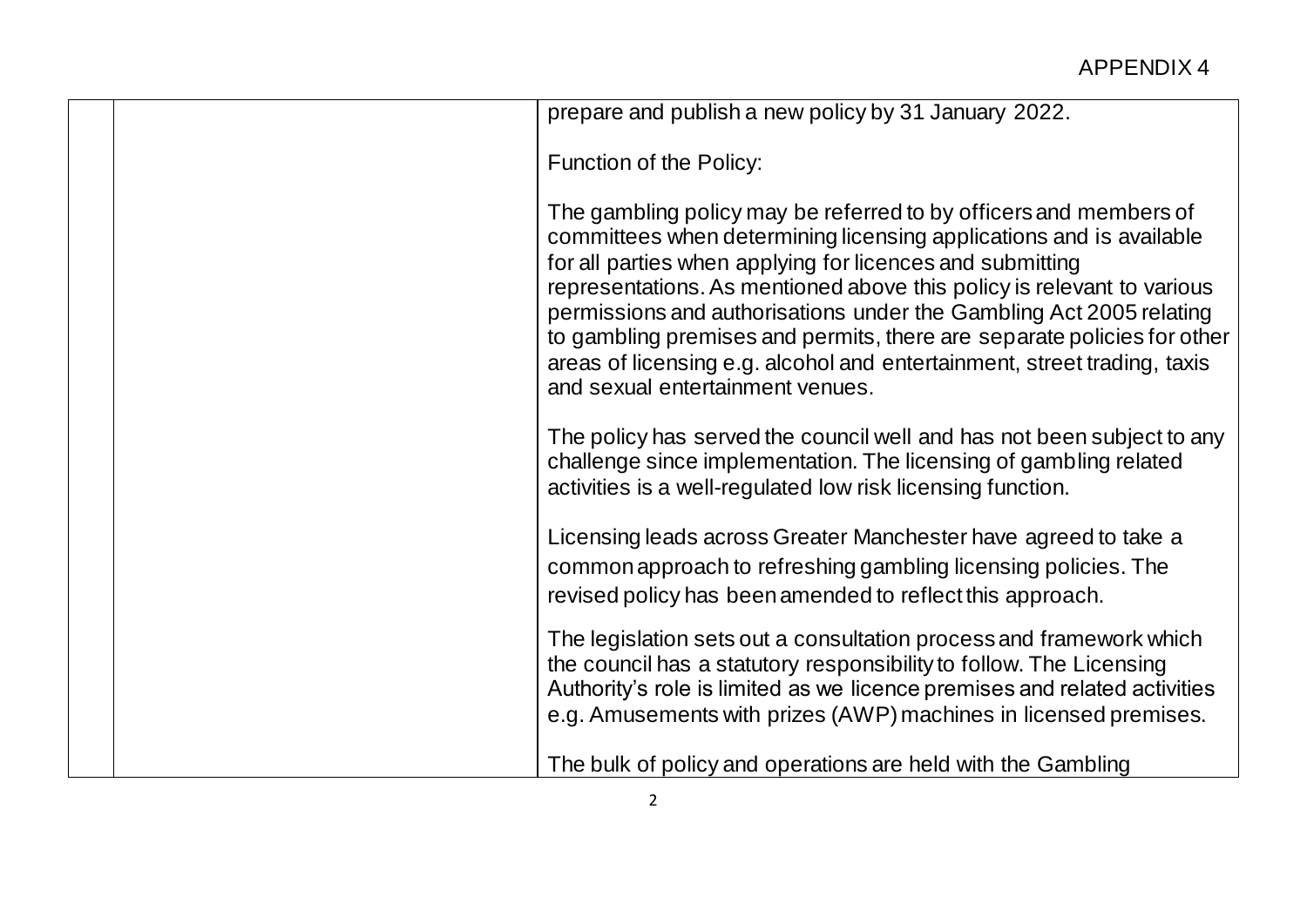| | | prepare and publish a new policy by 31 January 2022.<br><br>Function of the Policy:<br><br>The gambling policy may be referred to by officers and members of committees when determining licensing applications and is available for all parties when applying for licences and submitting representations. As mentioned above this policy is relevant to various permissions and authorisations under the Gambling Act 2005 relating to gambling premises and permits, there are separate policies for other areas of licensing e.g. alcohol and entertainment, street trading, taxis and sexual entertainment venues.<br><br>The policy has served the council well and has not been subject to any challenge since implementation. The licensing of gambling related activities is a well-regulated low risk licensing function.<br><br>Licensing leads across Greater Manchester have agreed to take a common approach to refreshing gambling licensing policies. The revised policy has been amended to reflect this approach.<br><br>The legislation sets out a consultation process and framework which the council has a statutory responsibility to follow. The Licensing Authority's role is limited as we licence premises and related activities e.g. Amusements with prizes (AWP) machines in licensed premises.<br><br>The bulk of policy and operations are held with the Gambling |
|---|---|---|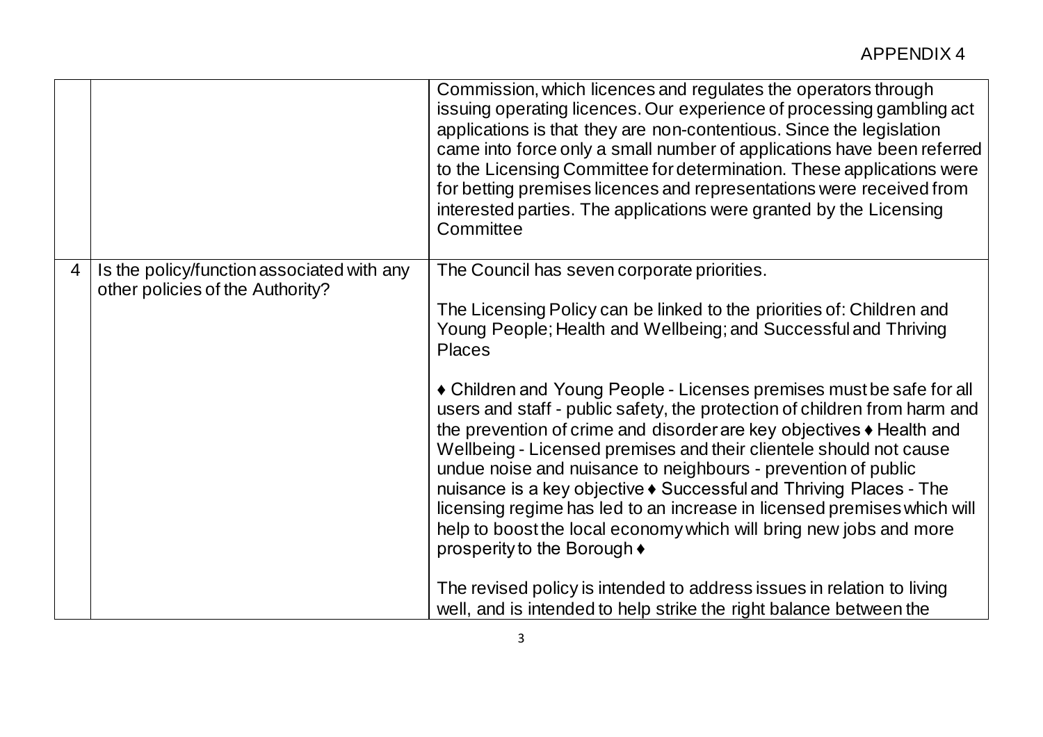APPENDIX 4

| | | |
|---|---|---|
| | | Commission, which licences and regulates the operators through issuing operating licences. Our experience of processing gambling act applications is that they are non-contentious. Since the legislation came into force only a small number of applications have been referred to the Licensing Committee for determination. These applications were for betting premises licences and representations were received from interested parties. The applications were granted by the Licensing Committee |
| 4 | Is the policy/function associated with any other policies of the Authority? | The Council has seven corporate priorities.<br><br>The Licensing Policy can be linked to the priorities of: Children and Young People; Health and Wellbeing; and Successful and Thriving Places<br><br>♦ Children and Young People - Licenses premises must be safe for all users and staff - public safety, the protection of children from harm and the prevention of crime and disorder are key objectives ♦ Health and Wellbeing - Licensed premises and their clientele should not cause undue noise and nuisance to neighbours - prevention of public nuisance is a key objective ♦ Successful and Thriving Places - The licensing regime has led to an increase in licensed premises which will help to boost the local economy which will bring new jobs and more prosperity to the Borough ♦<br><br>The revised policy is intended to address issues in relation to living well, and is intended to help strike the right balance between the |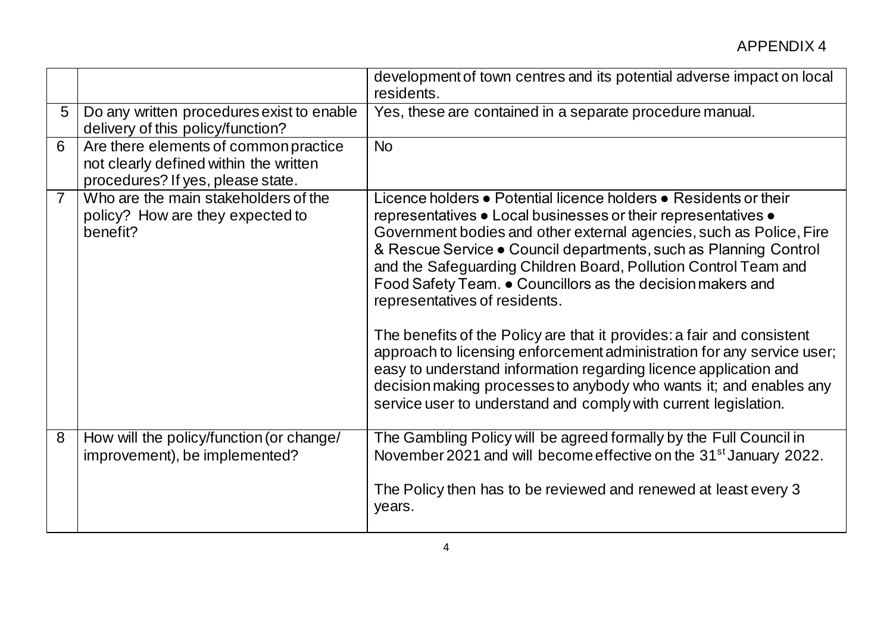APPENDIX 4

| | | |
|---|---|---|
| | | development of town centres and its potential adverse impact on local residents. |
| 5 | Do any written procedures exist to enable delivery of this policy/function? | Yes, these are contained in a separate procedure manual. |
| 6 | Are there elements of common practice not clearly defined within the written procedures? If yes, please state. | No |
| 7 | Who are the main stakeholders of the policy? How are they expected to benefit? | Licence holders ● Potential licence holders ● Residents or their representatives ● Local businesses or their representatives ● Government bodies and other external agencies, such as Police, Fire & Rescue Service ● Council departments, such as Planning Control and the Safeguarding Children Board, Pollution Control Team and Food Safety Team. ● Councillors as the decision makers and representatives of residents.<br><br>The benefits of the Policy are that it provides: a fair and consistent approach to licensing enforcement administration for any service user; easy to understand information regarding licence application and decision making processes to anybody who wants it; and enables any service user to understand and comply with current legislation. |
| 8 | How will the policy/function (or change/ improvement), be implemented? | The Gambling Policy will be agreed formally by the Full Council in November 2021 and will become effective on the 31st January 2022.<br><br>The Policy then has to be reviewed and renewed at least every 3 years. |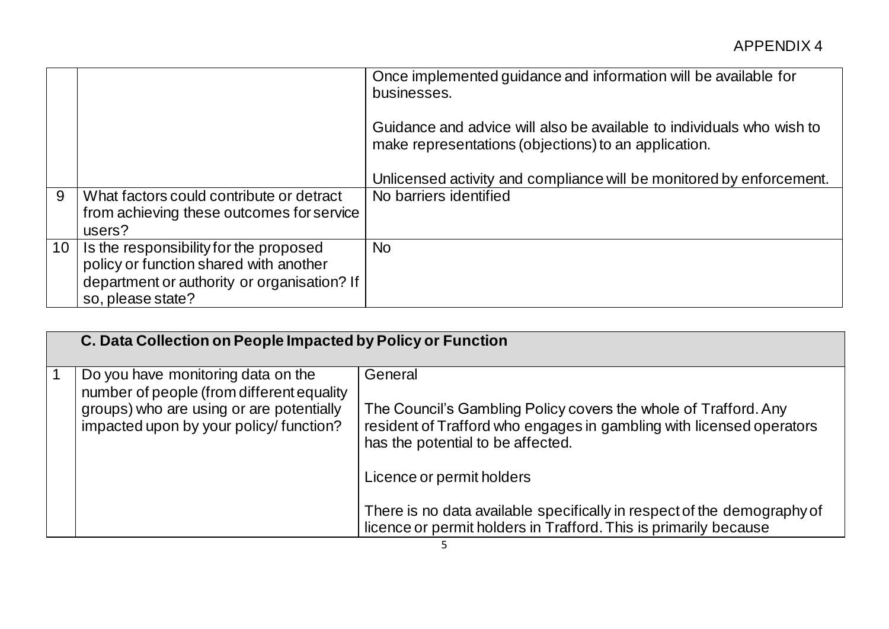APPENDIX 4

| | | |
|---|---|---|
| | | Once implemented guidance and information will be available for businesses.<br><br>Guidance and advice will also be available to individuals who wish to make representations (objections) to an application.<br><br>Unlicensed activity and compliance will be monitored by enforcement. |
| 9 | What factors could contribute or detract from achieving these outcomes for service users? | No barriers identified |
| 10 | Is the responsibility for the proposed policy or function shared with another department or authority or organisation? If so, please state? | No |

| **C. Data Collection on People Impacted by Policy or Function** | | |
|---|---|---|
| 1 | Do you have monitoring data on the number of people (from different equality groups) who are using or are potentially impacted upon by your policy/ function? | General<br><br>The Council's Gambling Policy covers the whole of Trafford. Any resident of Trafford who engages in gambling with licensed operators has the potential to be affected.<br><br>Licence or permit holders<br><br>There is no data available specifically in respect of the demography of licence or permit holders in Trafford. This is primarily because |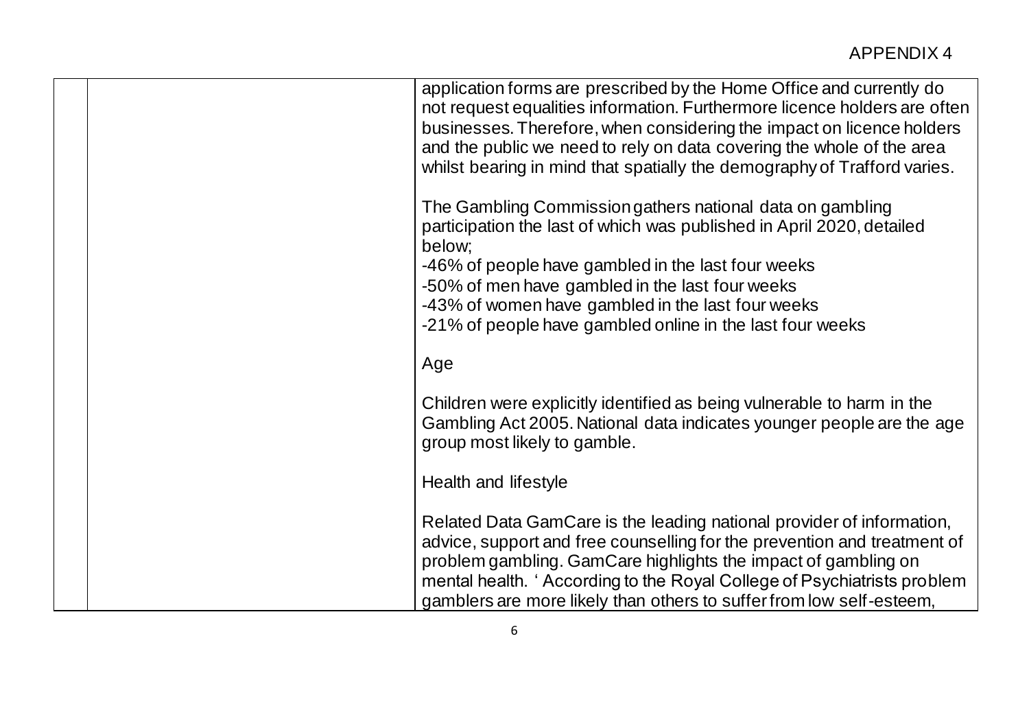| | | application forms are prescribed by the Home Office and currently do not request equalities information. Furthermore licence holders are often businesses. Therefore, when considering the impact on licence holders and the public we need to rely on data covering the whole of the area whilst bearing in mind that spatially the demography of Trafford varies.<br><br>The Gambling Commission gathers national data on gambling participation the last of which was published in April 2020, detailed below;<br>-46% of people have gambled in the last four weeks<br>-50% of men have gambled in the last four weeks<br>-43% of women have gambled in the last four weeks<br>-21% of people have gambled online in the last four weeks<br><br>Age<br><br>Children were explicitly identified as being vulnerable to harm in the Gambling Act 2005. National data indicates younger people are the age group most likely to gamble.<br><br>Health and lifestyle<br><br>Related Data GamCare is the leading national provider of information, advice, support and free counselling for the prevention and treatment of problem gambling. GamCare highlights the impact of gambling on mental health. ' According to the Royal College of Psychiatrists problem gamblers are more likely than others to suffer from low self-esteem, |
|---|---|---|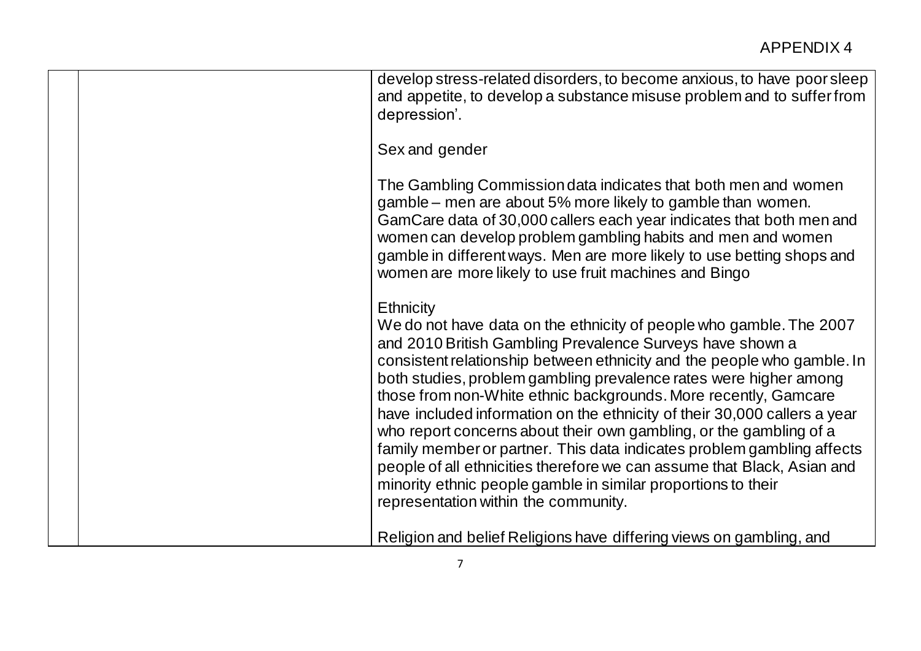| | | |
|---|---|---|
| | | develop stress-related disorders, to become anxious, to have poor sleep and appetite, to develop a substance misuse problem and to suffer from depression'.<br><br>Sex and gender<br><br>The Gambling Commission data indicates that both men and women gamble – men are about 5% more likely to gamble than women. GamCare data of 30,000 callers each year indicates that both men and women can develop problem gambling habits and men and women gamble in different ways. Men are more likely to use betting shops and women are more likely to use fruit machines and Bingo<br><br>Ethnicity<br>We do not have data on the ethnicity of people who gamble. The 2007 and 2010 British Gambling Prevalence Surveys have shown a consistent relationship between ethnicity and the people who gamble. In both studies, problem gambling prevalence rates were higher among those from non-White ethnic backgrounds. More recently, Gamcare have included information on the ethnicity of their 30,000 callers a year who report concerns about their own gambling, or the gambling of a family member or partner. This data indicates problem gambling affects people of all ethnicities therefore we can assume that Black, Asian and minority ethnic people gamble in similar proportions to their representation within the community.<br><br>Religion and belief Religions have differing views on gambling, and |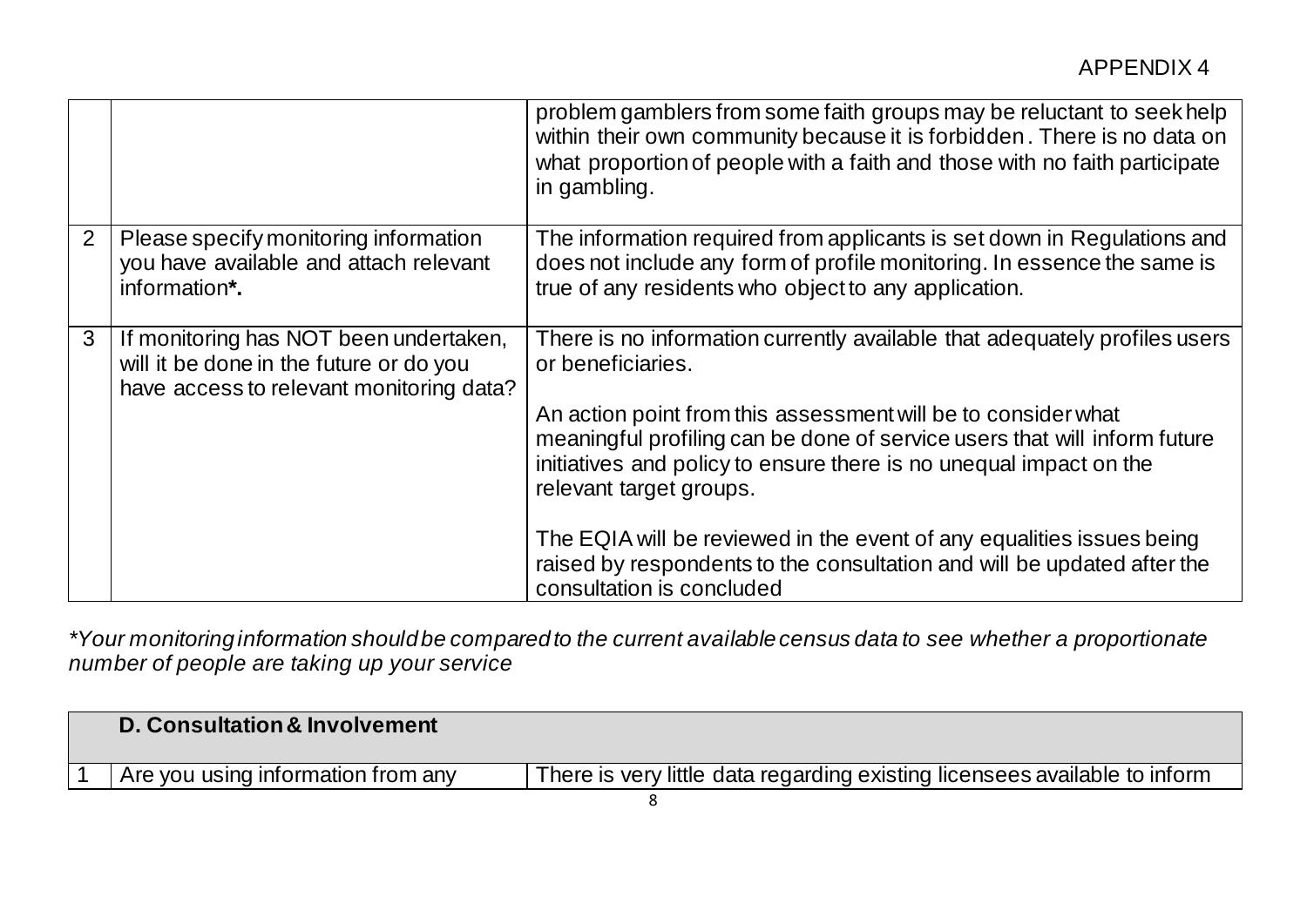| | | |
|---|---|---|
| | | problem gamblers from some faith groups may be reluctant to seek help within their own community because it is forbidden. There is no data on what proportion of people with a faith and those with no faith participate in gambling. |
| 2 | Please specify monitoring information you have available and attach relevant information**\***. | The information required from applicants is set down in Regulations and does not include any form of profile monitoring. In essence the same is true of any residents who object to any application. |
| 3 | If monitoring has NOT been undertaken, will it be done in the future or do you have access to relevant monitoring data? | There is no information currently available that adequately profiles users or beneficiaries.<br><br>An action point from this assessment will be to consider what meaningful profiling can be done of service users that will inform future initiatives and policy to ensure there is no unequal impact on the relevant target groups.<br><br>The EQIA will be reviewed in the event of any equalities issues being raised by respondents to the consultation and will be updated after the consultation is concluded |

*\*Your monitoring information should be compared to the current available census data to see whether a proportionate number of people are taking up your service*

| | **D. Consultation & Involvement** | |
|---|---|---|
| 1 | Are you using information from any | There is very little data regarding existing licensees available to inform |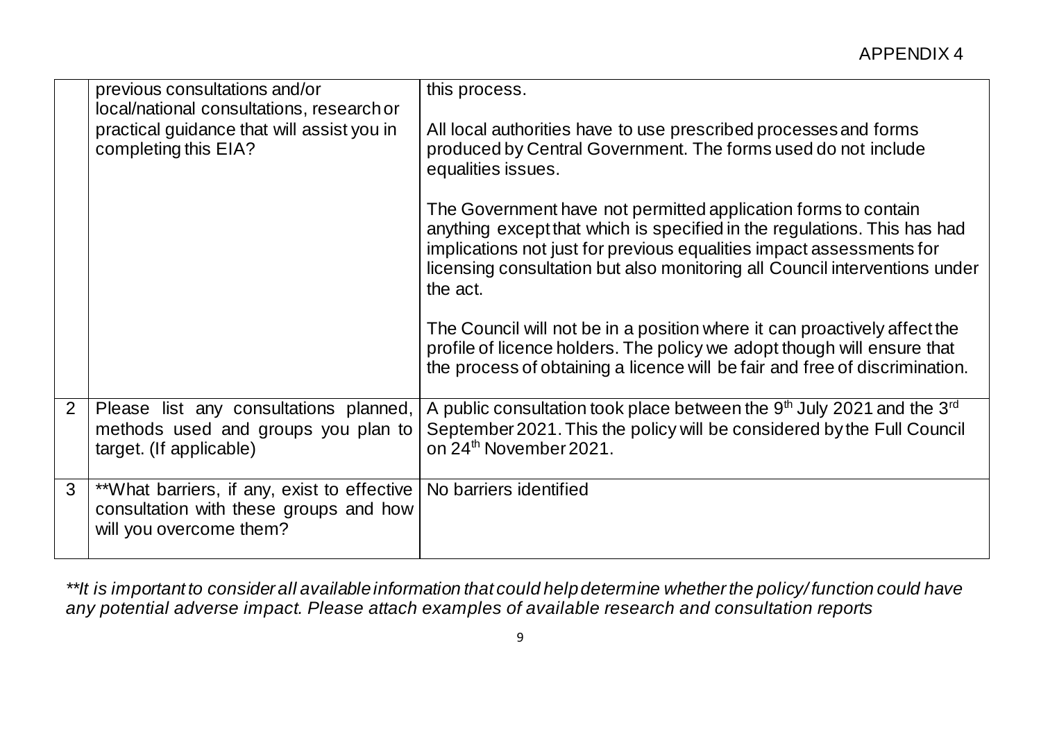APPENDIX 4

| | | |
|---|---|---|
| | previous consultations and/or local/national consultations, research or practical guidance that will assist you in completing this EIA? | this process.<br><br>All local authorities have to use prescribed processes and forms produced by Central Government. The forms used do not include equalities issues.<br><br>The Government have not permitted application forms to contain anything except that which is specified in the regulations. This has had implications not just for previous equalities impact assessments for licensing consultation but also monitoring all Council interventions under the act.<br><br>The Council will not be in a position where it can proactively affect the profile of licence holders. The policy we adopt though will ensure that the process of obtaining a licence will be fair and free of discrimination. |
| 2 | Please list any consultations planned, methods used and groups you plan to target. (If applicable) | A public consultation took place between the 9th July 2021 and the 3rd September 2021. This the policy will be considered by the Full Council on 24th November 2021. |
| 3 | **What barriers, if any, exist to effective consultation with these groups and how will you overcome them? | No barriers identified |

*\*\*It is important to consider all available information that could help determine whether the policy/ function could have any potential adverse impact. Please attach examples of available research and consultation reports*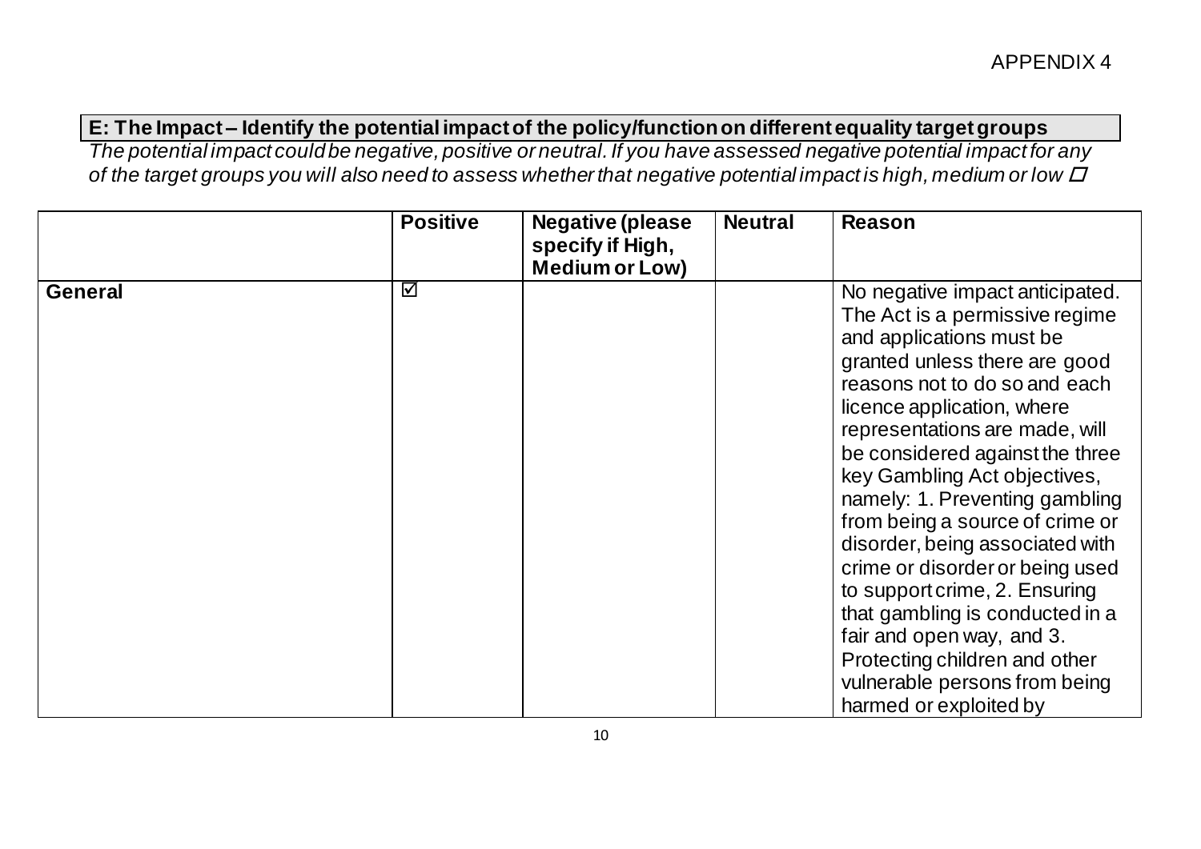APPENDIX 4

**E: The Impact – Identify the potential impact of the policy/function on different equality target groups**

*The potential impact could be negative, positive or neutral. If you have assessed negative potential impact for any of the target groups you will also need to assess whether that negative potential impact is high, medium or low* ☐

| | Positive | Negative (please specify if High, Medium or Low) | Neutral | Reason |
|---|---|---|---|---|
| **General** | ☑ | | | No negative impact anticipated. The Act is a permissive regime and applications must be granted unless there are good reasons not to do so and each licence application, where representations are made, will be considered against the three key Gambling Act objectives, namely: 1. Preventing gambling from being a source of crime or disorder, being associated with crime or disorder or being used to support crime, 2. Ensuring that gambling is conducted in a fair and open way, and 3. Protecting children and other vulnerable persons from being harmed or exploited by |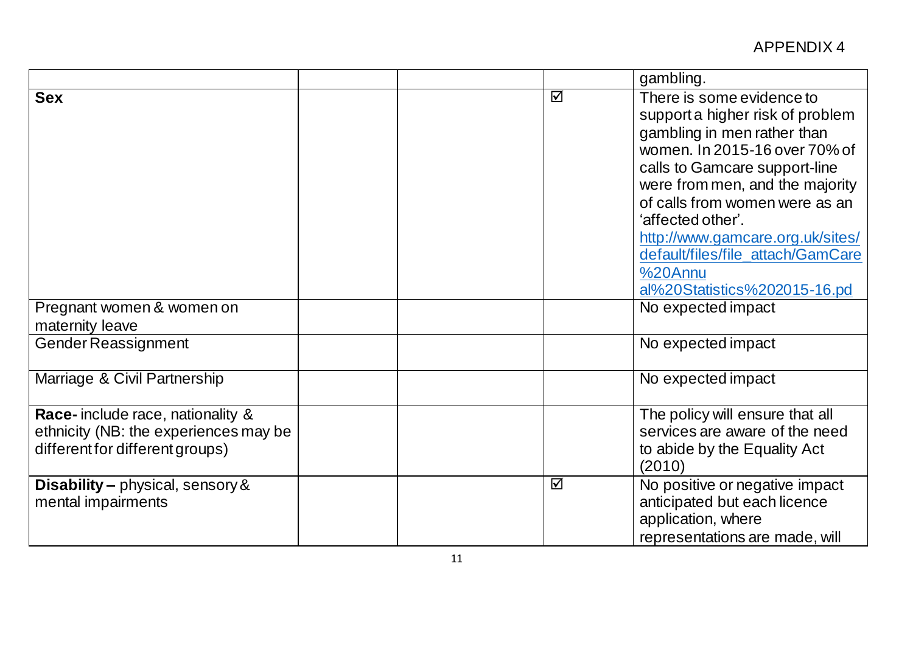APPENDIX 4

| | | | | |
|---|---|---|---|---|
| | | | | gambling. |
| **Sex** | | | ☑ | There is some evidence to support a higher risk of problem gambling in men rather than women. In 2015-16 over 70% of calls to Gamcare support-line were from men, and the majority of calls from women were as an 'affected other'. [http://www.gamcare.org.uk/sites/default/files/file_attach/GamCare%20Annual%20Statistics%202015-16.pd](http://www.gamcare.org.uk/sites/default/files/file_attach/GamCare%20Annual%20Statistics%202015-16.pd) |
| Pregnant women & women on maternity leave | | | | No expected impact |
| Gender Reassignment | | | | No expected impact |
| Marriage & Civil Partnership | | | | No expected impact |
| **Race-** include race, nationality & ethnicity (NB: the experiences may be different for different groups) | | | | The policy will ensure that all services are aware of the need to abide by the Equality Act (2010) |
| **Disability –** physical, sensory & mental impairments | | | ☑ | No positive or negative impact anticipated but each licence application, where representations are made, will |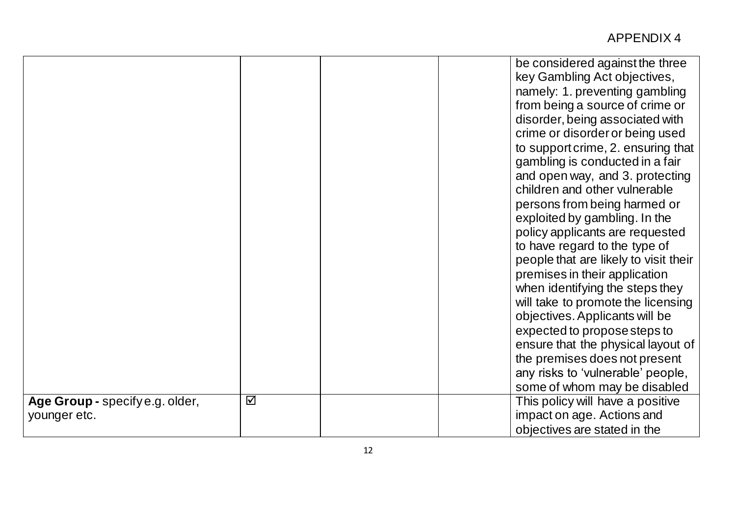APPENDIX 4

| | | | | |
|---|---|---|---|---|
| | | | | be considered against the three key Gambling Act objectives, namely: 1. preventing gambling from being a source of crime or disorder, being associated with crime or disorder or being used to support crime, 2. ensuring that gambling is conducted in a fair and open way, and 3. protecting children and other vulnerable persons from being harmed or exploited by gambling. In the policy applicants are requested to have regard to the type of people that are likely to visit their premises in their application when identifying the steps they will take to promote the licensing objectives. Applicants will be expected to propose steps to ensure that the physical layout of the premises does not present any risks to 'vulnerable' people, some of whom may be disabled |
| **Age Group -** specify e.g. older, younger etc. | ☑ | | | This policy will have a positive impact on age. Actions and objectives are stated in the |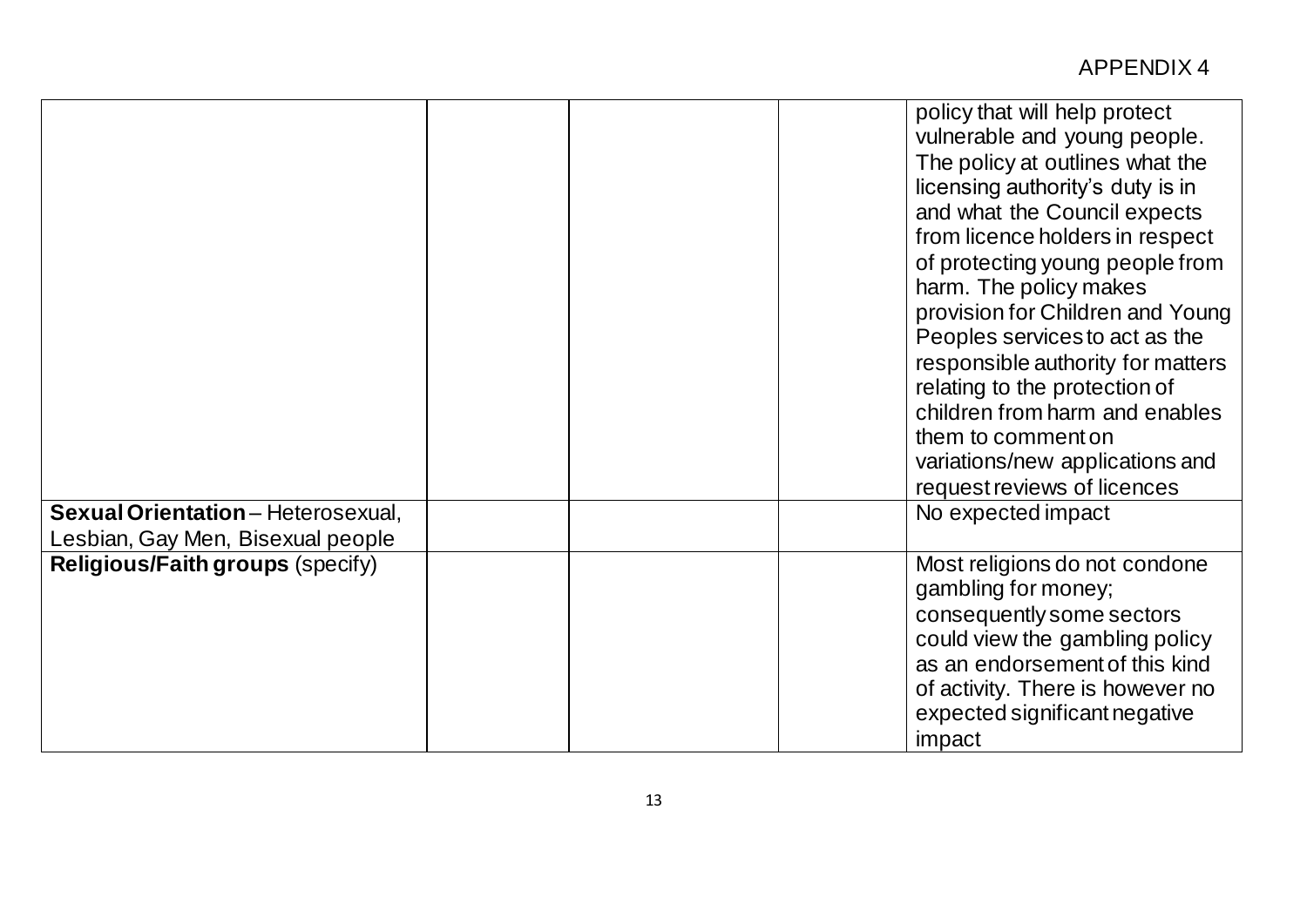APPENDIX 4

| | | | | |
|---|---|---|---|---|
| | | | | policy that will help protect vulnerable and young people. The policy at outlines what the licensing authority's duty is in and what the Council expects from licence holders in respect of protecting young people from harm. The policy makes provision for Children and Young Peoples services to act as the responsible authority for matters relating to the protection of children from harm and enables them to comment on variations/new applications and request reviews of licences |
| **Sexual Orientation** – Heterosexual, Lesbian, Gay Men, Bisexual people | | | | No expected impact |
| **Religious/Faith groups** (specify) | | | | Most religions do not condone gambling for money; consequently some sectors could view the gambling policy as an endorsement of this kind of activity. There is however no expected significant negative impact |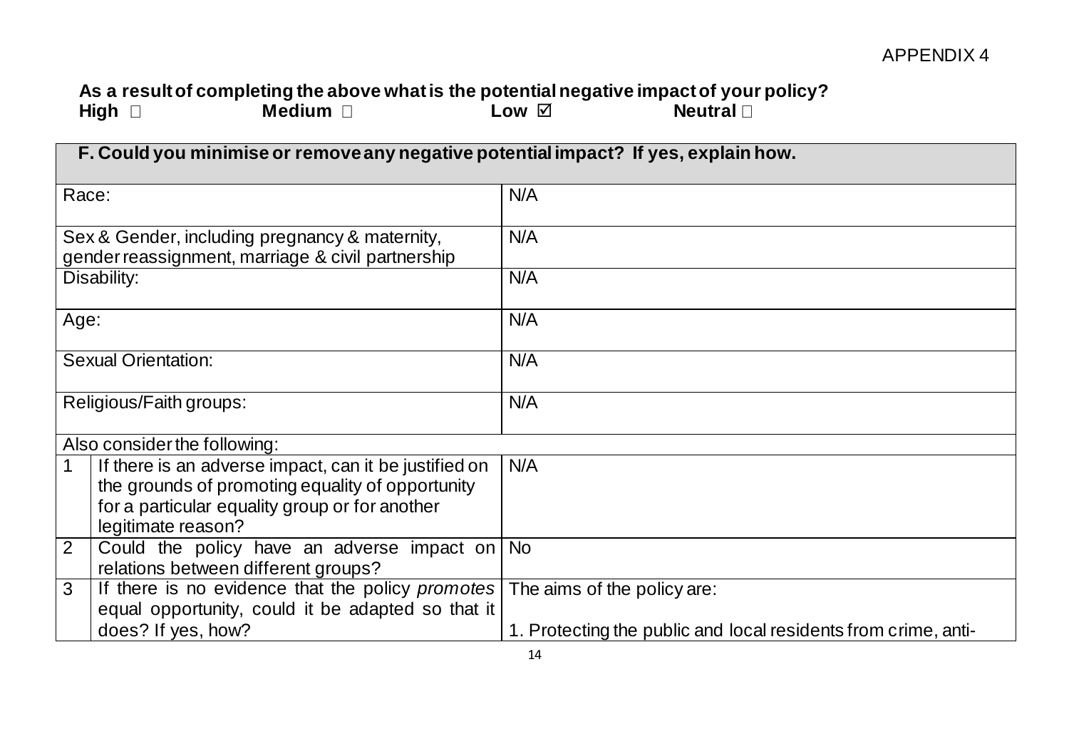APPENDIX 4

**As a result of completing the above what is the potential negative impact of your policy?**
**High** ☐ **Medium** ☐ **Low** ☑ **Neutral** ☐

| **F. Could you minimise or remove any negative potential impact? If yes, explain how.** | | |
|---|---|---|
| Race: | | N/A |
| Sex & Gender, including pregnancy & maternity, gender reassignment, marriage & civil partnership | | N/A |
| Disability: | | N/A |
| Age: | | N/A |
| Sexual Orientation: | | N/A |
| Religious/Faith groups: | | N/A |
| Also consider the following: | | |
| 1 | If there is an adverse impact, can it be justified on the grounds of promoting equality of opportunity for a particular equality group or for another legitimate reason? | N/A |
| 2 | Could the policy have an adverse impact on relations between different groups? | No |
| 3 | If there is no evidence that the policy *promotes* equal opportunity, could it be adapted so that it does? If yes, how? | The aims of the policy are:<br><br>1. Protecting the public and local residents from crime, anti- |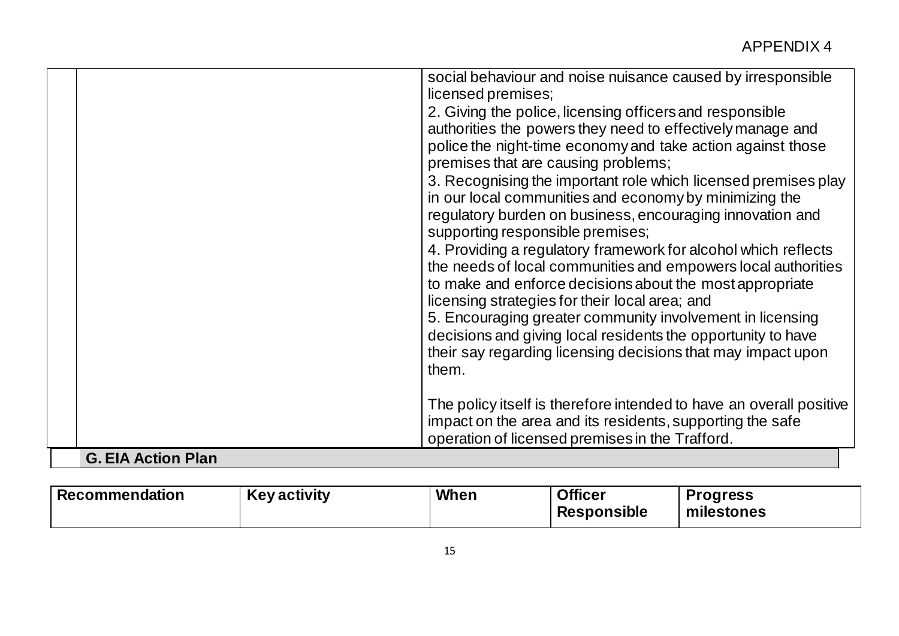| | | |
|---|---|---|
| | | social behaviour and noise nuisance caused by irresponsible licensed premises;<br>2. Giving the police, licensing officers and responsible authorities the powers they need to effectively manage and police the night-time economy and take action against those premises that are causing problems;<br>3. Recognising the important role which licensed premises play in our local communities and economy by minimizing the regulatory burden on business, encouraging innovation and supporting responsible premises;<br>4. Providing a regulatory framework for alcohol which reflects the needs of local communities and empowers local authorities to make and enforce decisions about the most appropriate licensing strategies for their local area; and<br>5. Encouraging greater community involvement in licensing decisions and giving local residents the opportunity to have their say regarding licensing decisions that may impact upon them.<br><br>The policy itself is therefore intended to have an overall positive impact on the area and its residents, supporting the safe operation of licensed premises in the Trafford. |

## G. EIA Action Plan

| Recommendation | Key activity | When | Officer Responsible | Progress milestones |
|---|---|---|---|---|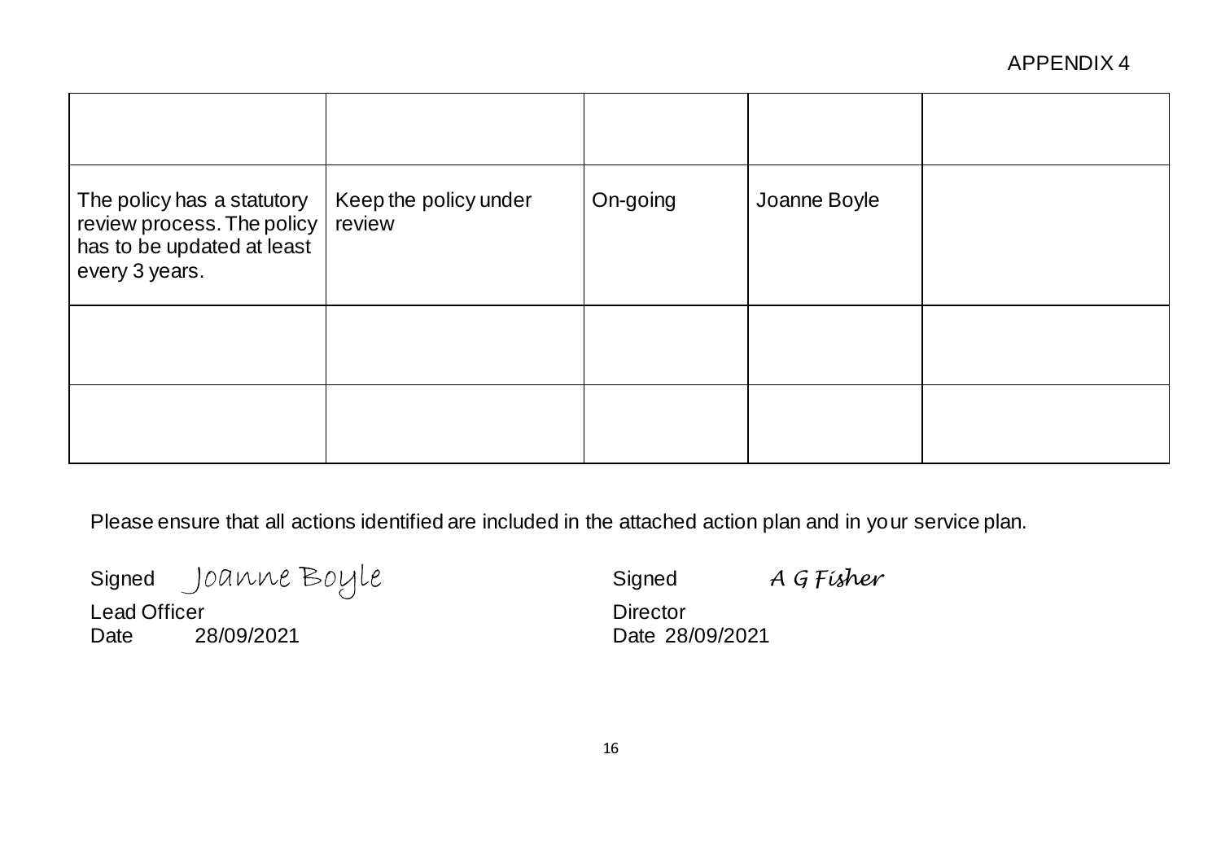APPENDIX 4

| | | | | |
|---|---|---|---|---|
| | | | | |
| The policy has a statutory review process. The policy has to be updated at least every 3 years. | Keep the policy under review | On-going | Joanne Boyle | |
| | | | | |
| | | | | |

Please ensure that all actions identified are included in the attached action plan and in your service plan.

Signed *Joanne Boyle*
Lead Officer
Date 28/09/2021

Signed *A G Fisher*
Director
Date 28/09/2021